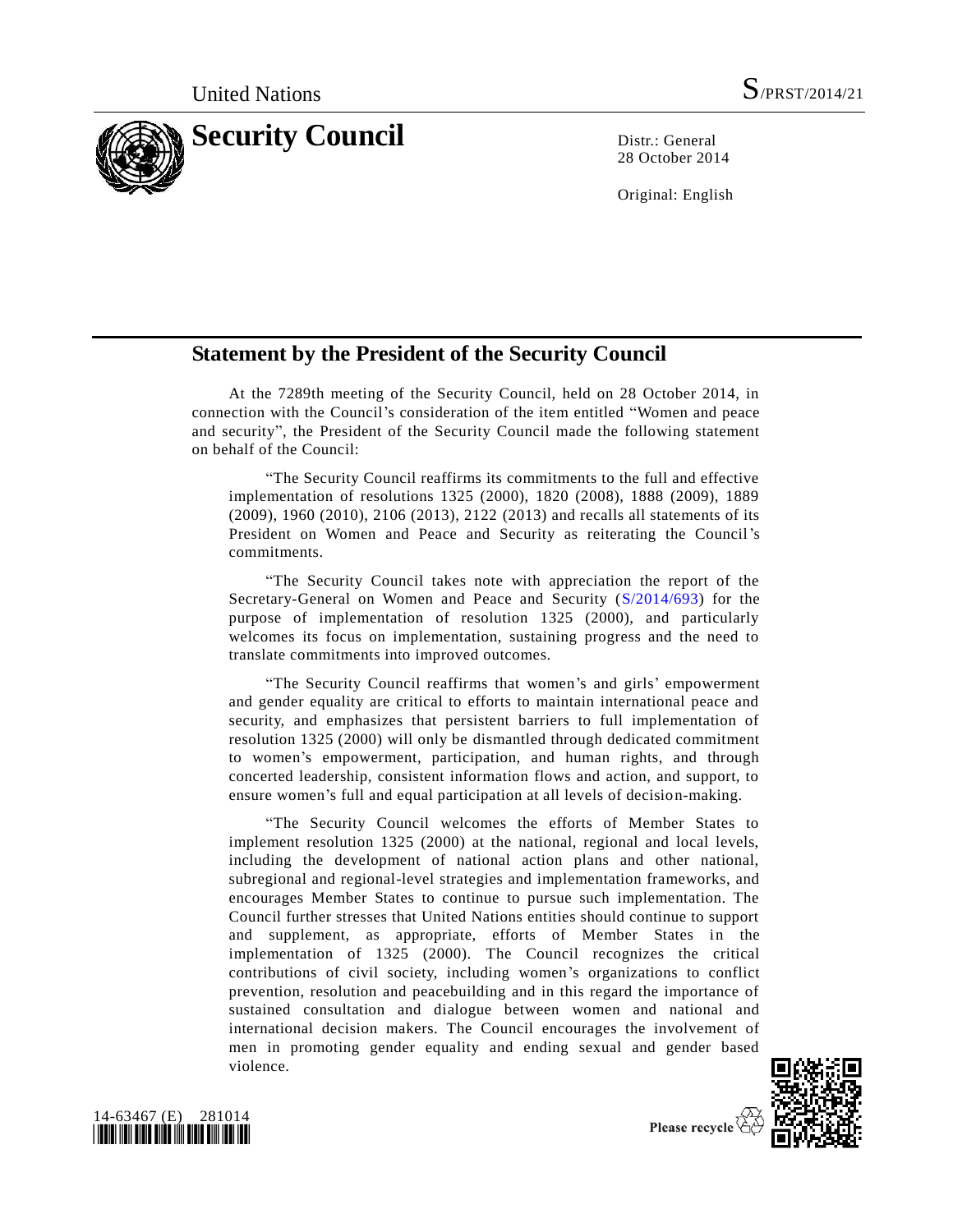United Nations S/PRST/2014/21

# Security Council

Distr.: General
28 October 2014

Original: English

## Statement by the President of the Security Council

At the 7289th meeting of the Security Council, held on 28 October 2014, in connection with the Council's consideration of the item entitled "Women and peace and security", the President of the Security Council made the following statement on behalf of the Council:

"The Security Council reaffirms its commitments to the full and effective implementation of resolutions 1325 (2000), 1820 (2008), 1888 (2009), 1889 (2009), 1960 (2010), 2106 (2013), 2122 (2013) and recalls all statements of its President on Women and Peace and Security as reiterating the Council's commitments.

"The Security Council takes note with appreciation the report of the Secretary-General on Women and Peace and Security (S/2014/693) for the purpose of implementation of resolution 1325 (2000), and particularly welcomes its focus on implementation, sustaining progress and the need to translate commitments into improved outcomes.

"The Security Council reaffirms that women's and girls' empowerment and gender equality are critical to efforts to maintain international peace and security, and emphasizes that persistent barriers to full implementation of resolution 1325 (2000) will only be dismantled through dedicated commitment to women's empowerment, participation, and human rights, and through concerted leadership, consistent information flows and action, and support, to ensure women's full and equal participation at all levels of decision-making.

"The Security Council welcomes the efforts of Member States to implement resolution 1325 (2000) at the national, regional and local levels, including the development of national action plans and other national, subregional and regional-level strategies and implementation frameworks, and encourages Member States to continue to pursue such implementation. The Council further stresses that United Nations entities should continue to support and supplement, as appropriate, efforts of Member States in the implementation of 1325 (2000). The Council recognizes the critical contributions of civil society, including women's organizations to conflict prevention, resolution and peacebuilding and in this regard the importance of sustained consultation and dialogue between women and national and international decision makers. The Council encourages the involvement of men in promoting gender equality and ending sexual and gender based violence.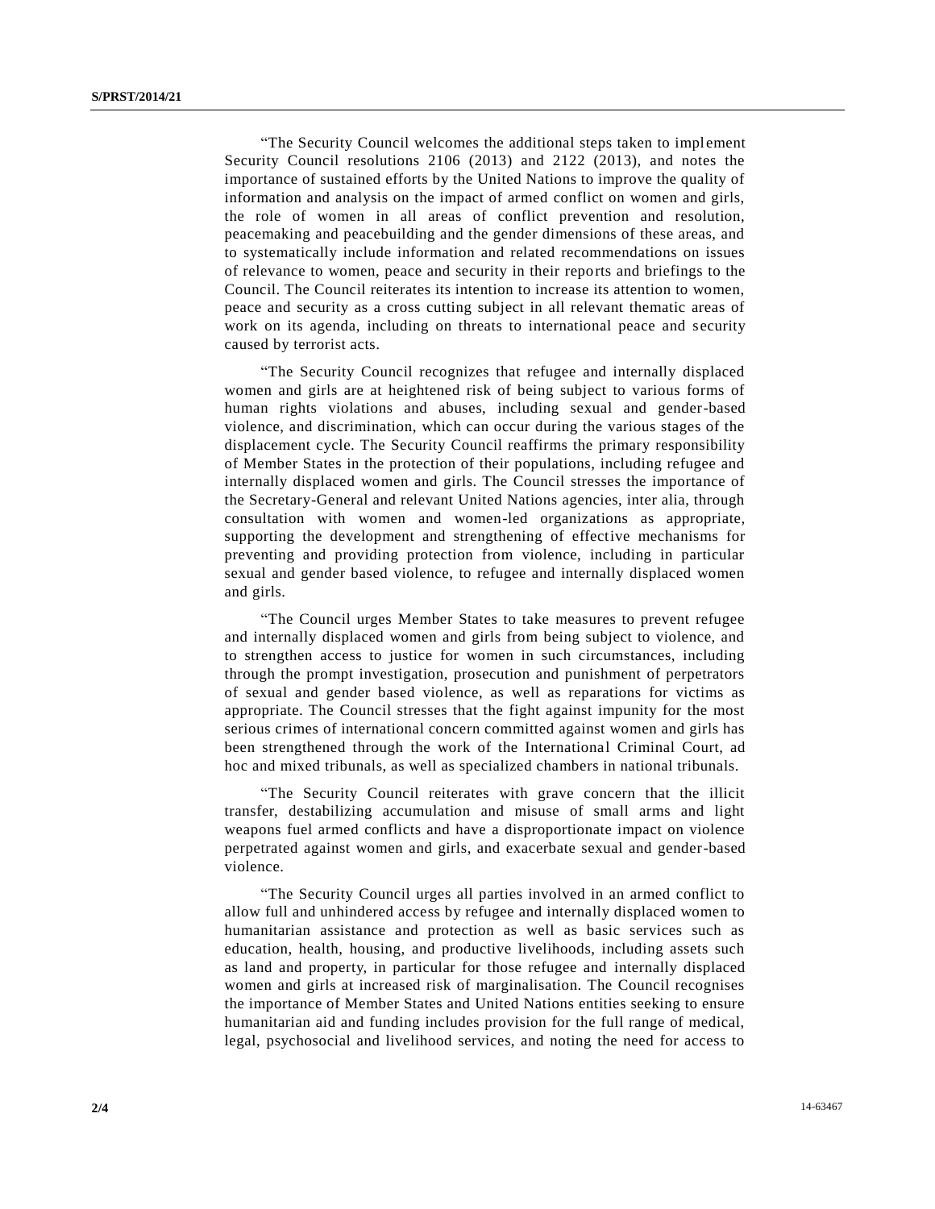"The Security Council welcomes the additional steps taken to implement Security Council resolutions 2106 (2013) and 2122 (2013), and notes the importance of sustained efforts by the United Nations to improve the quality of information and analysis on the impact of armed conflict on women and girls, the role of women in all areas of conflict prevention and resolution, peacemaking and peacebuilding and the gender dimensions of these areas, and to systematically include information and related recommendations on issues of relevance to women, peace and security in their reports and briefings to the Council. The Council reiterates its intention to increase its attention to women, peace and security as a cross cutting subject in all relevant thematic areas of work on its agenda, including on threats to international peace and security caused by terrorist acts.

"The Security Council recognizes that refugee and internally displaced women and girls are at heightened risk of being subject to various forms of human rights violations and abuses, including sexual and gender-based violence, and discrimination, which can occur during the various stages of the displacement cycle. The Security Council reaffirms the primary responsibility of Member States in the protection of their populations, including refugee and internally displaced women and girls. The Council stresses the importance of the Secretary-General and relevant United Nations agencies, inter alia, through consultation with women and women-led organizations as appropriate, supporting the development and strengthening of effective mechanisms for preventing and providing protection from violence, including in particular sexual and gender based violence, to refugee and internally displaced women and girls.

"The Council urges Member States to take measures to prevent refugee and internally displaced women and girls from being subject to violence, and to strengthen access to justice for women in such circumstances, including through the prompt investigation, prosecution and punishment of perpetrators of sexual and gender based violence, as well as reparations for victims as appropriate. The Council stresses that the fight against impunity for the most serious crimes of international concern committed against women and girls has been strengthened through the work of the International Criminal Court, ad hoc and mixed tribunals, as well as specialized chambers in national tribunals.

"The Security Council reiterates with grave concern that the illicit transfer, destabilizing accumulation and misuse of small arms and light weapons fuel armed conflicts and have a disproportionate impact on violence perpetrated against women and girls, and exacerbate sexual and gender-based violence.

"The Security Council urges all parties involved in an armed conflict to allow full and unhindered access by refugee and internally displaced women to humanitarian assistance and protection as well as basic services such as education, health, housing, and productive livelihoods, including assets such as land and property, in particular for those refugee and internally displaced women and girls at increased risk of marginalisation. The Council recognises the importance of Member States and United Nations entities seeking to ensure humanitarian aid and funding includes provision for the full range of medical, legal, psychosocial and livelihood services, and noting the need for access to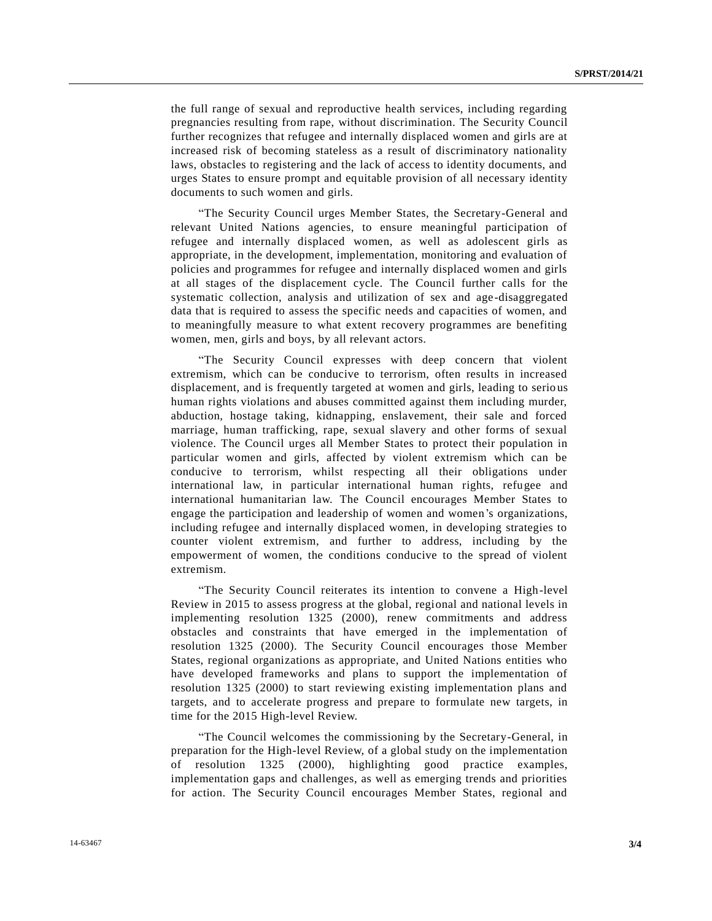the full range of sexual and reproductive health services, including regarding pregnancies resulting from rape, without discrimination. The Security Council further recognizes that refugee and internally displaced women and girls are at increased risk of becoming stateless as a result of discriminatory nationality laws, obstacles to registering and the lack of access to identity documents, and urges States to ensure prompt and equitable provision of all necessary identity documents to such women and girls.

"The Security Council urges Member States, the Secretary-General and relevant United Nations agencies, to ensure meaningful participation of refugee and internally displaced women, as well as adolescent girls as appropriate, in the development, implementation, monitoring and evaluation of policies and programmes for refugee and internally displaced women and girls at all stages of the displacement cycle. The Council further calls for the systematic collection, analysis and utilization of sex and age-disaggregated data that is required to assess the specific needs and capacities of women, and to meaningfully measure to what extent recovery programmes are benefiting women, men, girls and boys, by all relevant actors.

"The Security Council expresses with deep concern that violent extremism, which can be conducive to terrorism, often results in increased displacement, and is frequently targeted at women and girls, leading to serious human rights violations and abuses committed against them including murder, abduction, hostage taking, kidnapping, enslavement, their sale and forced marriage, human trafficking, rape, sexual slavery and other forms of sexual violence. The Council urges all Member States to protect their population in particular women and girls, affected by violent extremism which can be conducive to terrorism, whilst respecting all their obligations under international law, in particular international human rights, refugee and international humanitarian law. The Council encourages Member States to engage the participation and leadership of women and women's organizations, including refugee and internally displaced women, in developing strategies to counter violent extremism, and further to address, including by the empowerment of women, the conditions conducive to the spread of violent extremism.

"The Security Council reiterates its intention to convene a High-level Review in 2015 to assess progress at the global, regional and national levels in implementing resolution 1325 (2000), renew commitments and address obstacles and constraints that have emerged in the implementation of resolution 1325 (2000). The Security Council encourages those Member States, regional organizations as appropriate, and United Nations entities who have developed frameworks and plans to support the implementation of resolution 1325 (2000) to start reviewing existing implementation plans and targets, and to accelerate progress and prepare to formulate new targets, in time for the 2015 High-level Review.

"The Council welcomes the commissioning by the Secretary-General, in preparation for the High-level Review, of a global study on the implementation of resolution 1325 (2000), highlighting good practice examples, implementation gaps and challenges, as well as emerging trends and priorities for action. The Security Council encourages Member States, regional and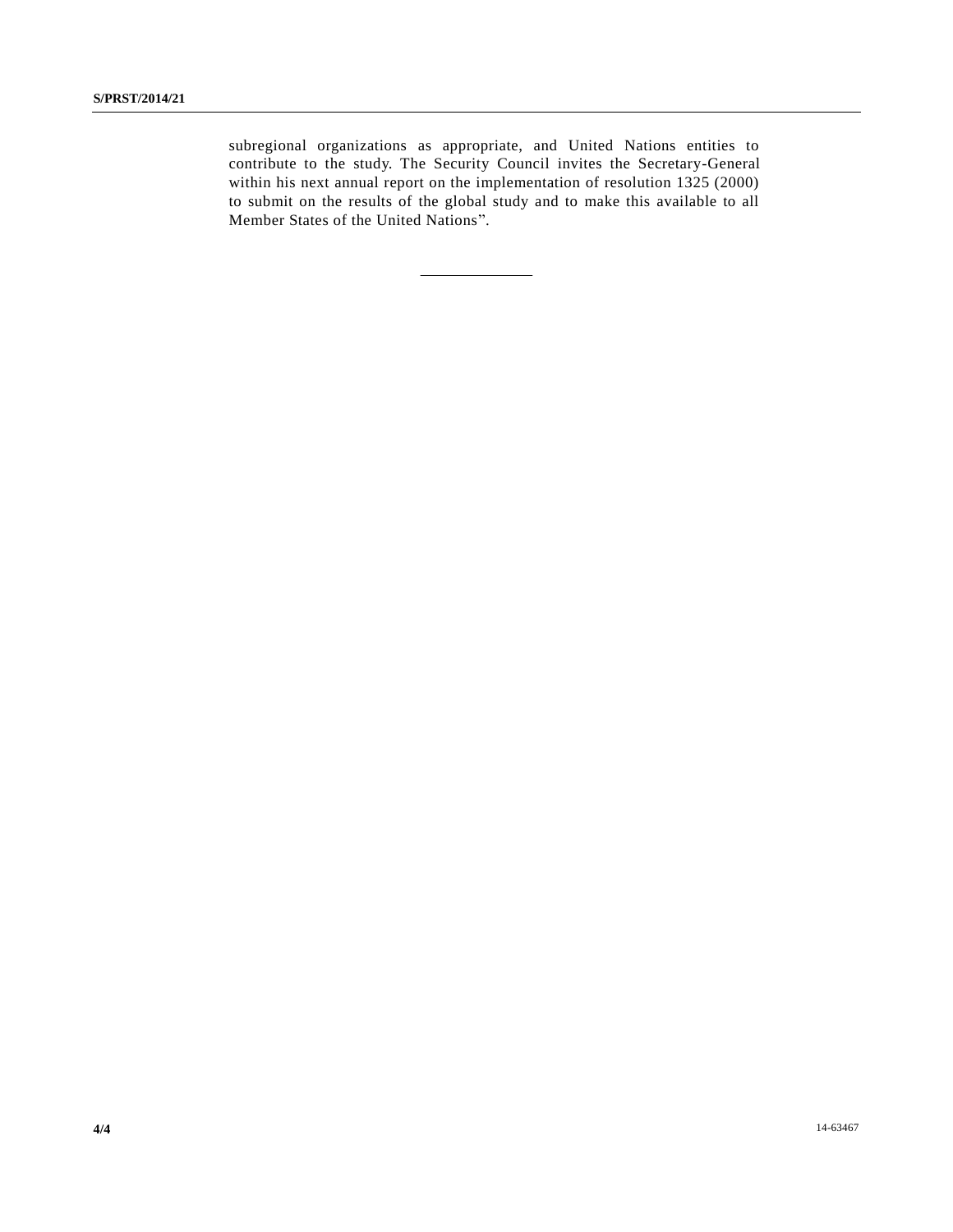subregional organizations as appropriate, and United Nations entities to contribute to the study. The Security Council invites the Secretary-General within his next annual report on the implementation of resolution 1325 (2000) to submit on the results of the global study and to make this available to all Member States of the United Nations".